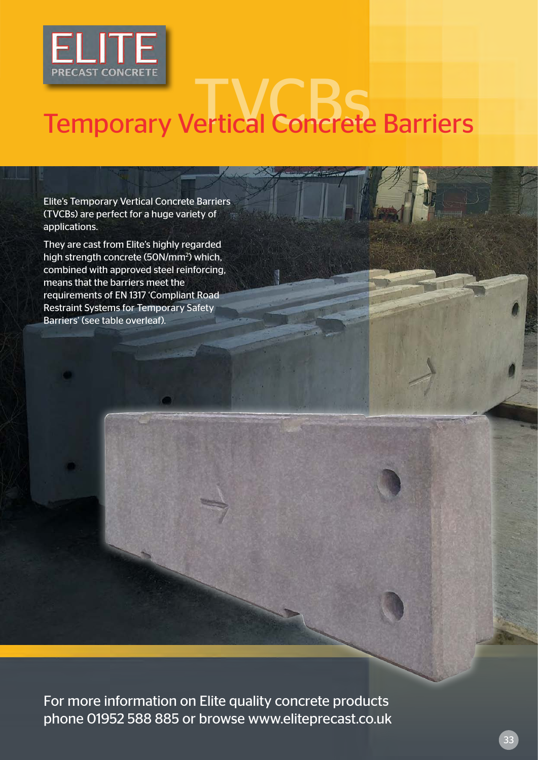ELITE
PRECAST CONCRETE

# TVCBs
## Temporary Vertical Concrete Barriers

Elite's Temporary Vertical Concrete Barriers (TVCBs) are perfect for a huge variety of applications.

They are cast from Elite's highly regarded high strength concrete (50N/mm$^2$) which, combined with approved steel reinforcing, means that the barriers meet the requirements of EN 1317 'Compliant Road Restraint Systems for Temporary Safety Barriers' (see table overleaf).

For more information on Elite quality concrete products phone 01952 588 885 or browse www.eliteprecast.co.uk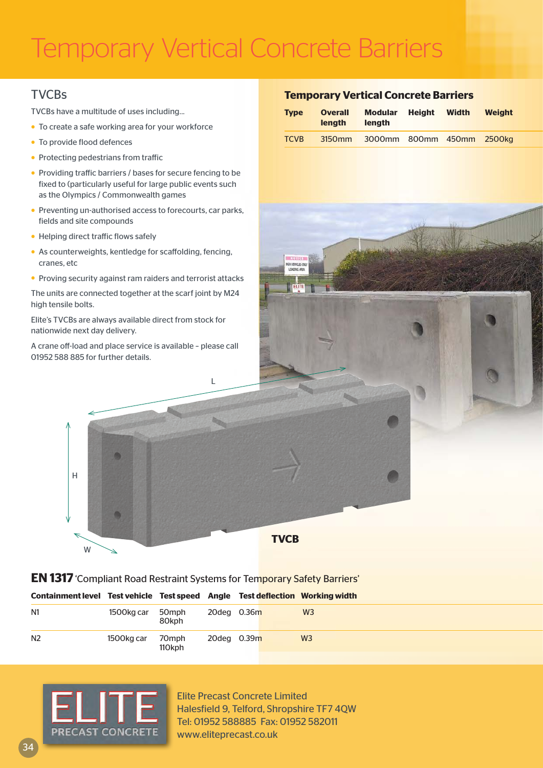# Temporary Vertical Concrete Barriers

## TVCBs

TVCBs have a multitude of uses including...

- To create a safe working area for your workforce
- To provide flood defences
- Protecting pedestrians from traffic
- Providing traffic barriers / bases for secure fencing to be fixed to (particularly useful for large public events such as the Olympics / Commonwealth games
- Preventing un-authorised access to forecourts, car parks, fields and site compounds
- Helping direct traffic flows safely
- As counterweights, kentledge for scaffolding, fencing, cranes, etc
- Proving security against ram raiders and terrorist attacks

The units are connected together at the scarf joint by M24 high tensile bolts.

Elite's TVCBs are always available direct from stock for nationwide next day delivery.

A crane off-load and place service is available - please call 01952 588 885 for further details.

### Temporary Vertical Concrete Barriers

| Type | Overall length | Modular length | Height | Width | Weight |
|---|---|---|---|---|---|
| TCVB | 3150mm | 3000mm | 800mm | 450mm | 2500kg |

L

H

W

**TVCB**

**EN 1317** 'Compliant Road Restraint Systems for Temporary Safety Barriers'

| Containment level | Test vehicle | Test speed | Angle | Test deflection | Working width |
|---|---|---|---|---|---|
| N1 | 1500kg car | 50mph 80kph | 20deg | 0.36m | W3 |
| N2 | 1500kg car | 70mph 110kph | 20deg | 0.39m | W3 |

ELITE PRECAST CONCRETE

Elite Precast Concrete Limited
Halesfield 9, Telford, Shropshire TF7 4QW
Tel: 01952 588885 Fax: 01952 582011
www.eliteprecast.co.uk